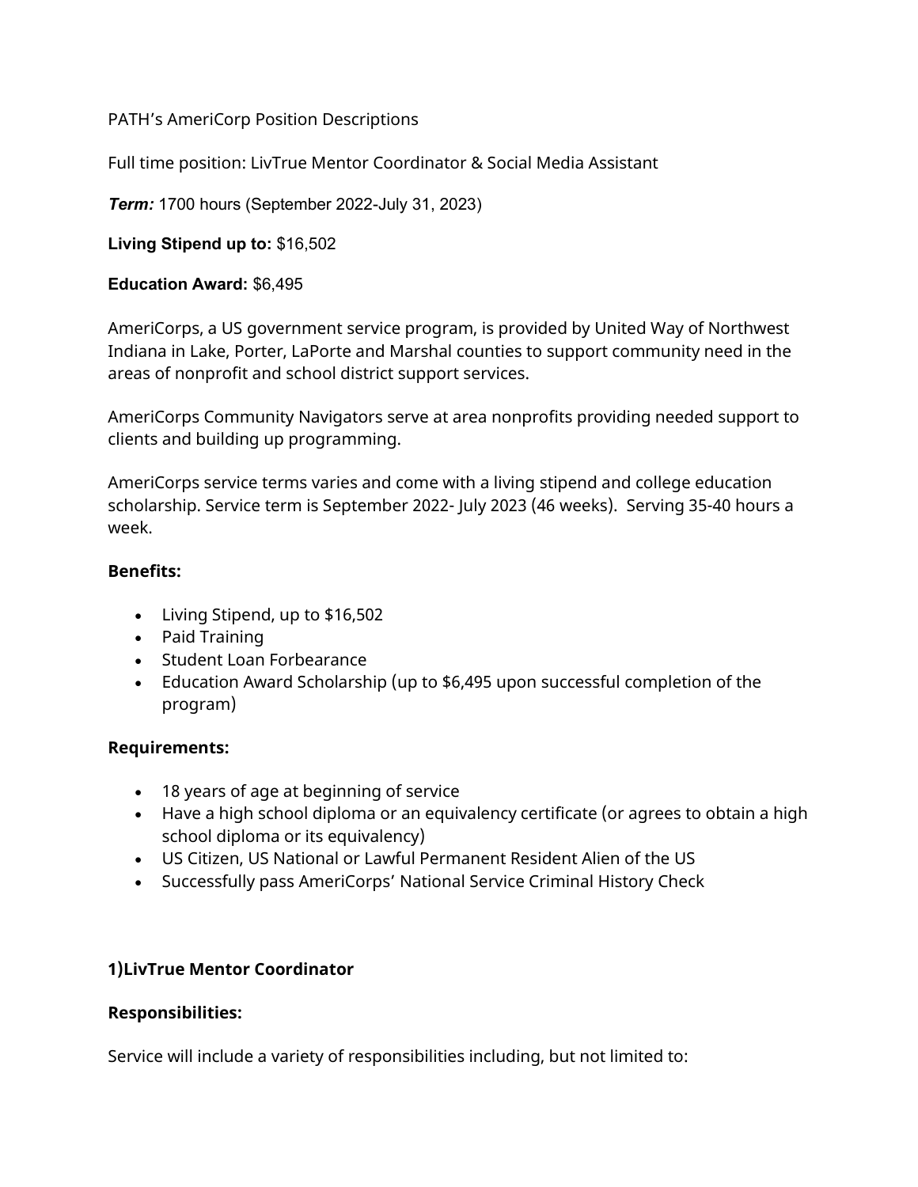PATH's AmeriCorp Position Descriptions

Full time position: LivTrue Mentor Coordinator & Social Media Assistant

***Term:*** 1700 hours (September 2022-July 31, 2023)

**Living Stipend up to:** $16,502

**Education Award:** $6,495

AmeriCorps, a US government service program, is provided by United Way of Northwest Indiana in Lake, Porter, LaPorte and Marshal counties to support community need in the areas of nonprofit and school district support services.

AmeriCorps Community Navigators serve at area nonprofits providing needed support to clients and building up programming.

AmeriCorps service terms varies and come with a living stipend and college education scholarship. Service term is September 2022- July 2023 (46 weeks). Serving 35-40 hours a week.

**Benefits:**

- Living Stipend, up to $16,502
- Paid Training
- Student Loan Forbearance
- Education Award Scholarship (up to $6,495 upon successful completion of the program)

**Requirements:**

- 18 years of age at beginning of service
- Have a high school diploma or an equivalency certificate (or agrees to obtain a high school diploma or its equivalency)
- US Citizen, US National or Lawful Permanent Resident Alien of the US
- Successfully pass AmeriCorps' National Service Criminal History Check

**1)LivTrue Mentor Coordinator**

**Responsibilities:**

Service will include a variety of responsibilities including, but not limited to: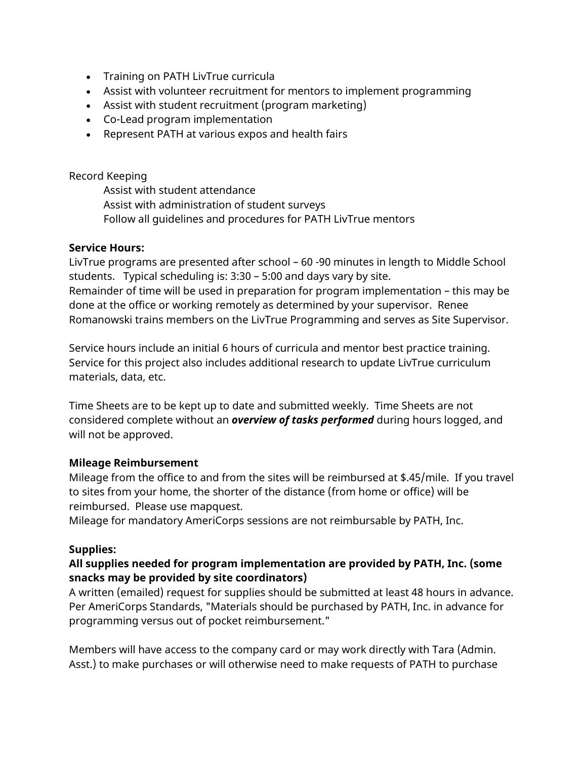- Training on PATH LivTrue curricula
- Assist with volunteer recruitment for mentors to implement programming
- Assist with student recruitment (program marketing)
- Co-Lead program implementation
- Represent PATH at various expos and health fairs

Record Keeping

Assist with student attendance
Assist with administration of student surveys
Follow all guidelines and procedures for PATH LivTrue mentors

**Service Hours:**
LivTrue programs are presented after school – 60 -90 minutes in length to Middle School students. Typical scheduling is: 3:30 – 5:00 and days vary by site.
Remainder of time will be used in preparation for program implementation – this may be done at the office or working remotely as determined by your supervisor. Renee Romanowski trains members on the LivTrue Programming and serves as Site Supervisor.

Service hours include an initial 6 hours of curricula and mentor best practice training. Service for this project also includes additional research to update LivTrue curriculum materials, data, etc.

Time Sheets are to be kept up to date and submitted weekly. Time Sheets are not considered complete without an ***overview of tasks performed*** during hours logged, and will not be approved.

**Mileage Reimbursement**
Mileage from the office to and from the sites will be reimbursed at $.45/mile. If you travel to sites from your home, the shorter of the distance (from home or office) will be reimbursed. Please use mapquest.
Mileage for mandatory AmeriCorps sessions are not reimbursable by PATH, Inc.

**Supplies:**
**All supplies needed for program implementation are provided by PATH, Inc. (some snacks may be provided by site coordinators)**
A written (emailed) request for supplies should be submitted at least 48 hours in advance. Per AmeriCorps Standards, "Materials should be purchased by PATH, Inc. in advance for programming versus out of pocket reimbursement."

Members will have access to the company card or may work directly with Tara (Admin. Asst.) to make purchases or will otherwise need to make requests of PATH to purchase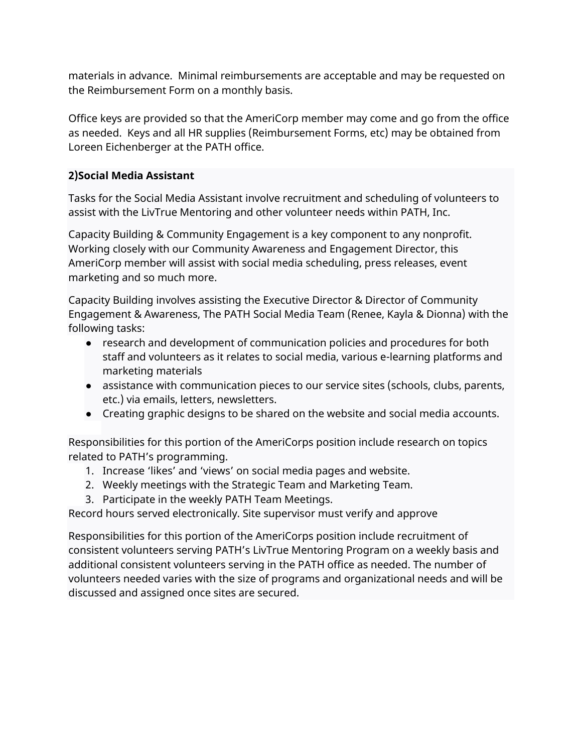materials in advance. Minimal reimbursements are acceptable and may be requested on the Reimbursement Form on a monthly basis.

Office keys are provided so that the AmeriCorp member may come and go from the office as needed. Keys and all HR supplies (Reimbursement Forms, etc) may be obtained from Loreen Eichenberger at the PATH office.

**2)Social Media Assistant**

Tasks for the Social Media Assistant involve recruitment and scheduling of volunteers to assist with the LivTrue Mentoring and other volunteer needs within PATH, Inc.

Capacity Building & Community Engagement is a key component to any nonprofit. Working closely with our Community Awareness and Engagement Director, this AmeriCorp member will assist with social media scheduling, press releases, event marketing and so much more.

Capacity Building involves assisting the Executive Director & Director of Community Engagement & Awareness, The PATH Social Media Team (Renee, Kayla & Dionna) with the following tasks:

- research and development of communication policies and procedures for both staff and volunteers as it relates to social media, various e-learning platforms and marketing materials
- assistance with communication pieces to our service sites (schools, clubs, parents, etc.) via emails, letters, newsletters.
- Creating graphic designs to be shared on the website and social media accounts.

Responsibilities for this portion of the AmeriCorps position include research on topics related to PATH's programming.

1. Increase 'likes' and 'views' on social media pages and website.
2. Weekly meetings with the Strategic Team and Marketing Team.
3. Participate in the weekly PATH Team Meetings.

Record hours served electronically. Site supervisor must verify and approve

Responsibilities for this portion of the AmeriCorps position include recruitment of consistent volunteers serving PATH's LivTrue Mentoring Program on a weekly basis and additional consistent volunteers serving in the PATH office as needed. The number of volunteers needed varies with the size of programs and organizational needs and will be discussed and assigned once sites are secured.